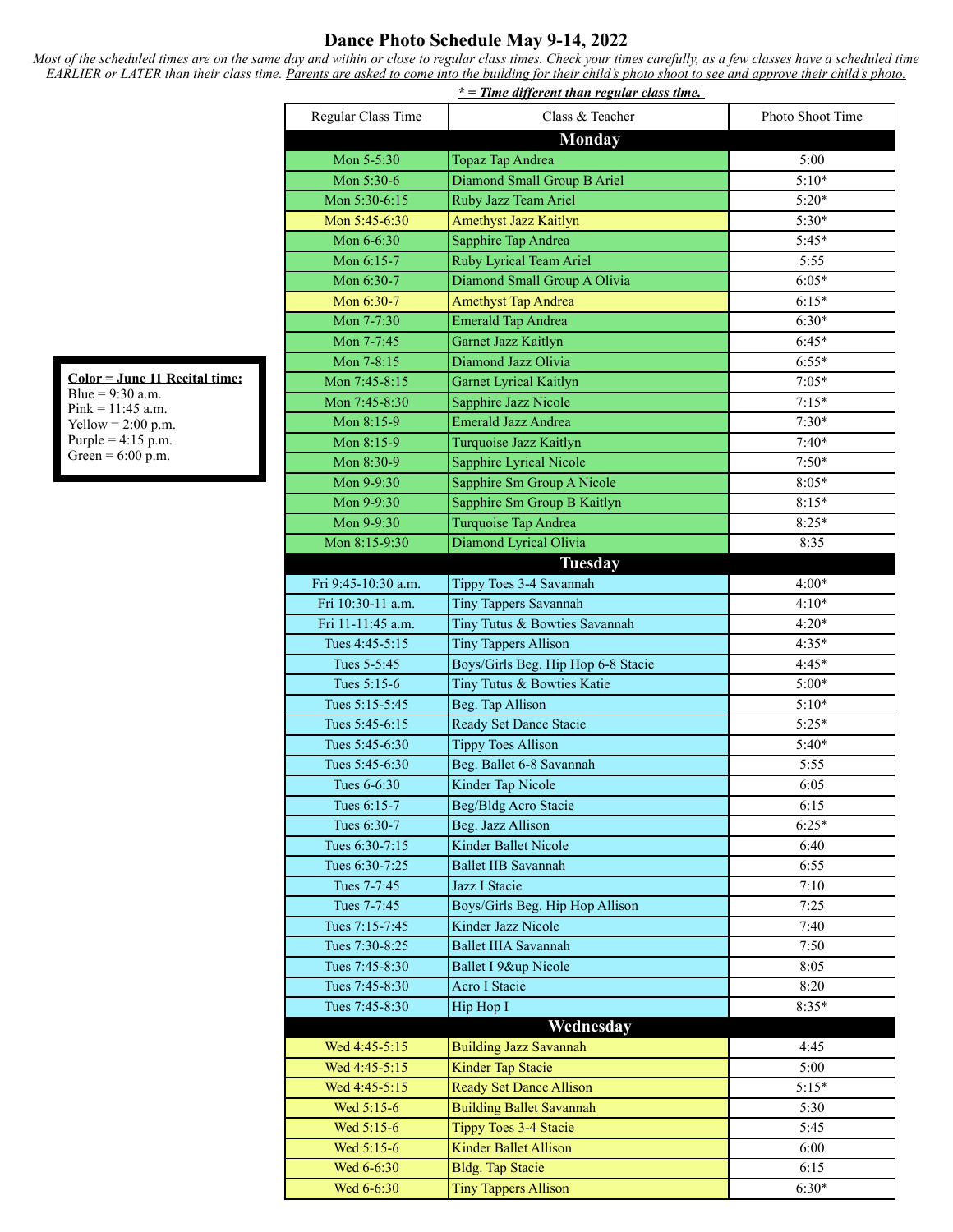# Dance Photo Schedule May 9-14, 2022

*Most of the scheduled times are on the same day and within or close to regular class times. Check your times carefully, as a few classes have a scheduled time EARLIER or LATER than their class time. Parents are asked to come into the building for their child's photo shoot to see and approve their child's photo.*

***\* = Time different than regular class time.***

**Color = June 11 Recital time:**
Blue = 9:30 a.m.
Pink = 11:45 a.m.
Yellow = 2:00 p.m.
Purple = 4:15 p.m.
Green = 6:00 p.m.

| Regular Class Time | Class & Teacher | Photo Shoot Time |
|---|---|---|
| **Monday** | | |
| Mon 5-5:30 | Topaz Tap Andrea | 5:00 |
| Mon 5:30-6 | Diamond Small Group B Ariel | 5:10* |
| Mon 5:30-6:15 | Ruby Jazz Team Ariel | 5:20* |
| Mon 5:45-6:30 | Amethyst Jazz Kaitlyn | 5:30* |
| Mon 6-6:30 | Sapphire Tap Andrea | 5:45* |
| Mon 6:15-7 | Ruby Lyrical Team Ariel | 5:55 |
| Mon 6:30-7 | Diamond Small Group A Olivia | 6:05* |
| Mon 6:30-7 | Amethyst Tap Andrea | 6:15* |
| Mon 7-7:30 | Emerald Tap Andrea | 6:30* |
| Mon 7-7:45 | Garnet Jazz Kaitlyn | 6:45* |
| Mon 7-8:15 | Diamond Jazz Olivia | 6:55* |
| Mon 7:45-8:15 | Garnet Lyrical Kaitlyn | 7:05* |
| Mon 7:45-8:30 | Sapphire Jazz Nicole | 7:15* |
| Mon 8:15-9 | Emerald Jazz Andrea | 7:30* |
| Mon 8:15-9 | Turquoise Jazz Kaitlyn | 7:40* |
| Mon 8:30-9 | Sapphire Lyrical Nicole | 7:50* |
| Mon 9-9:30 | Sapphire Sm Group A Nicole | 8:05* |
| Mon 9-9:30 | Sapphire Sm Group B Kaitlyn | 8:15* |
| Mon 9-9:30 | Turquoise Tap Andrea | 8:25* |
| Mon 8:15-9:30 | Diamond Lyrical Olivia | 8:35 |
| **Tuesday** | | |
| Fri 9:45-10:30 a.m. | Tippy Toes 3-4 Savannah | 4:00* |
| Fri 10:30-11 a.m. | Tiny Tappers Savannah | 4:10* |
| Fri 11-11:45 a.m. | Tiny Tutus & Bowties Savannah | 4:20* |
| Tues 4:45-5:15 | Tiny Tappers Allison | 4:35* |
| Tues 5-5:45 | Boys/Girls Beg. Hip Hop 6-8 Stacie | 4:45* |
| Tues 5:15-6 | Tiny Tutus & Bowties Katie | 5:00* |
| Tues 5:15-5:45 | Beg. Tap Allison | 5:10* |
| Tues 5:45-6:15 | Ready Set Dance Stacie | 5:25* |
| Tues 5:45-6:30 | Tippy Toes Allison | 5:40* |
| Tues 5:45-6:30 | Beg. Ballet 6-8 Savannah | 5:55 |
| Tues 6-6:30 | Kinder Tap Nicole | 6:05 |
| Tues 6:15-7 | Beg/Bldg Acro Stacie | 6:15 |
| Tues 6:30-7 | Beg. Jazz Allison | 6:25* |
| Tues 6:30-7:15 | Kinder Ballet Nicole | 6:40 |
| Tues 6:30-7:25 | Ballet IIB Savannah | 6:55 |
| Tues 7-7:45 | Jazz I Stacie | 7:10 |
| Tues 7-7:45 | Boys/Girls Beg. Hip Hop Allison | 7:25 |
| Tues 7:15-7:45 | Kinder Jazz Nicole | 7:40 |
| Tues 7:30-8:25 | Ballet IIIA Savannah | 7:50 |
| Tues 7:45-8:30 | Ballet I 9&up Nicole | 8:05 |
| Tues 7:45-8:30 | Acro I Stacie | 8:20 |
| Tues 7:45-8:30 | Hip Hop I | 8:35* |
| **Wednesday** | | |
| Wed 4:45-5:15 | Building Jazz Savannah | 4:45 |
| Wed 4:45-5:15 | Kinder Tap Stacie | 5:00 |
| Wed 4:45-5:15 | Ready Set Dance Allison | 5:15* |
| Wed 5:15-6 | Building Ballet Savannah | 5:30 |
| Wed 5:15-6 | Tippy Toes 3-4 Stacie | 5:45 |
| Wed 5:15-6 | Kinder Ballet Allison | 6:00 |
| Wed 6-6:30 | Bldg. Tap Stacie | 6:15 |
| Wed 6-6:30 | Tiny Tappers Allison | 6:30* |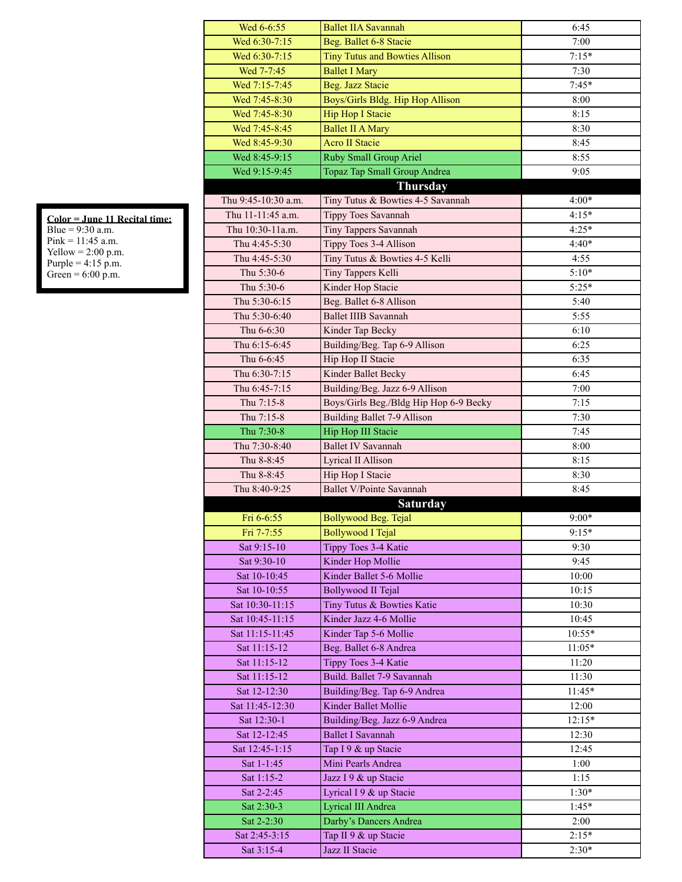**Color = June 11 Recital time:**
Blue = 9:30 a.m.
Pink = 11:45 a.m.
Yellow = 2:00 p.m.
Purple = 4:15 p.m.
Green = 6:00 p.m.

| | | |
|---|---|---|
| Wed 6-6:55 | Ballet IIA Savannah | 6:45 |
| Wed 6:30-7:15 | Beg. Ballet 6-8 Stacie | 7:00 |
| Wed 6:30-7:15 | Tiny Tutus and Bowties Allison | 7:15* |
| Wed 7-7:45 | Ballet I Mary | 7:30 |
| Wed 7:15-7:45 | Beg. Jazz Stacie | 7:45* |
| Wed 7:45-8:30 | Boys/Girls Bldg. Hip Hop Allison | 8:00 |
| Wed 7:45-8:30 | Hip Hop I Stacie | 8:15 |
| Wed 7:45-8:45 | Ballet II A Mary | 8:30 |
| Wed 8:45-9:30 | Acro II Stacie | 8:45 |
| Wed 8:45-9:15 | Ruby Small Group Ariel | 8:55 |
| Wed 9:15-9:45 | Topaz Tap Small Group Andrea | 9:05 |
| **Thursday** | | |
| Thu 9:45-10:30 a.m. | Tiny Tutus & Bowties 4-5 Savannah | 4:00* |
| Thu 11-11:45 a.m. | Tippy Toes Savannah | 4:15* |
| Thu 10:30-11a.m. | Tiny Tappers Savannah | 4:25* |
| Thu 4:45-5:30 | Tippy Toes 3-4 Allison | 4:40* |
| Thu 4:45-5:30 | Tiny Tutus & Bowties 4-5 Kelli | 4:55 |
| Thu 5:30-6 | Tiny Tappers Kelli | 5:10* |
| Thu 5:30-6 | Kinder Hop Stacie | 5:25* |
| Thu 5:30-6:15 | Beg. Ballet 6-8 Allison | 5:40 |
| Thu 5:30-6:40 | Ballet IIIB Savannah | 5:55 |
| Thu 6-6:30 | Kinder Tap Becky | 6:10 |
| Thu 6:15-6:45 | Building/Beg. Tap 6-9 Allison | 6:25 |
| Thu 6-6:45 | Hip Hop II Stacie | 6:35 |
| Thu 6:30-7:15 | Kinder Ballet Becky | 6:45 |
| Thu 6:45-7:15 | Building/Beg. Jazz 6-9 Allison | 7:00 |
| Thu 7:15-8 | Boys/Girls Beg./Bldg Hip Hop 6-9 Becky | 7:15 |
| Thu 7:15-8 | Building Ballet 7-9 Allison | 7:30 |
| Thu 7:30-8 | Hip Hop III Stacie | 7:45 |
| Thu 7:30-8:40 | Ballet IV Savannah | 8:00 |
| Thu 8-8:45 | Lyrical II Allison | 8:15 |
| Thu 8-8:45 | Hip Hop I Stacie | 8:30 |
| Thu 8:40-9:25 | Ballet V/Pointe Savannah | 8:45 |
| **Saturday** | | |
| Fri 6-6:55 | Bollywood Beg. Tejal | 9:00* |
| Fri 7-7:55 | Bollywood I Tejal | 9:15* |
| Sat 9:15-10 | Tippy Toes 3-4 Katie | 9:30 |
| Sat 9:30-10 | Kinder Hop Mollie | 9:45 |
| Sat 10-10:45 | Kinder Ballet 5-6 Mollie | 10:00 |
| Sat 10-10:55 | Bollywood II Tejal | 10:15 |
| Sat 10:30-11:15 | Tiny Tutus & Bowties Katie | 10:30 |
| Sat 10:45-11:15 | Kinder Jazz 4-6 Mollie | 10:45 |
| Sat 11:15-11:45 | Kinder Tap 5-6 Mollie | 10:55* |
| Sat 11:15-12 | Beg. Ballet 6-8 Andrea | 11:05* |
| Sat 11:15-12 | Tippy Toes 3-4 Katie | 11:20 |
| Sat 11:15-12 | Build. Ballet 7-9 Savannah | 11:30 |
| Sat 12-12:30 | Building/Beg. Tap 6-9 Andrea | 11:45* |
| Sat 11:45-12:30 | Kinder Ballet Mollie | 12:00 |
| Sat 12:30-1 | Building/Beg. Jazz 6-9 Andrea | 12:15* |
| Sat 12-12:45 | Ballet I Savannah | 12:30 |
| Sat 12:45-1:15 | Tap I 9 & up Stacie | 12:45 |
| Sat 1-1:45 | Mini Pearls Andrea | 1:00 |
| Sat 1:15-2 | Jazz I 9 & up Stacie | 1:15 |
| Sat 2-2:45 | Lyrical I 9 & up Stacie | 1:30* |
| Sat 2:30-3 | Lyrical III Andrea | 1:45* |
| Sat 2-2:30 | Darby's Dancers Andrea | 2:00 |
| Sat 2:45-3:15 | Tap II 9 & up Stacie | 2:15* |
| Sat 3:15-4 | Jazz II Stacie | 2:30* |